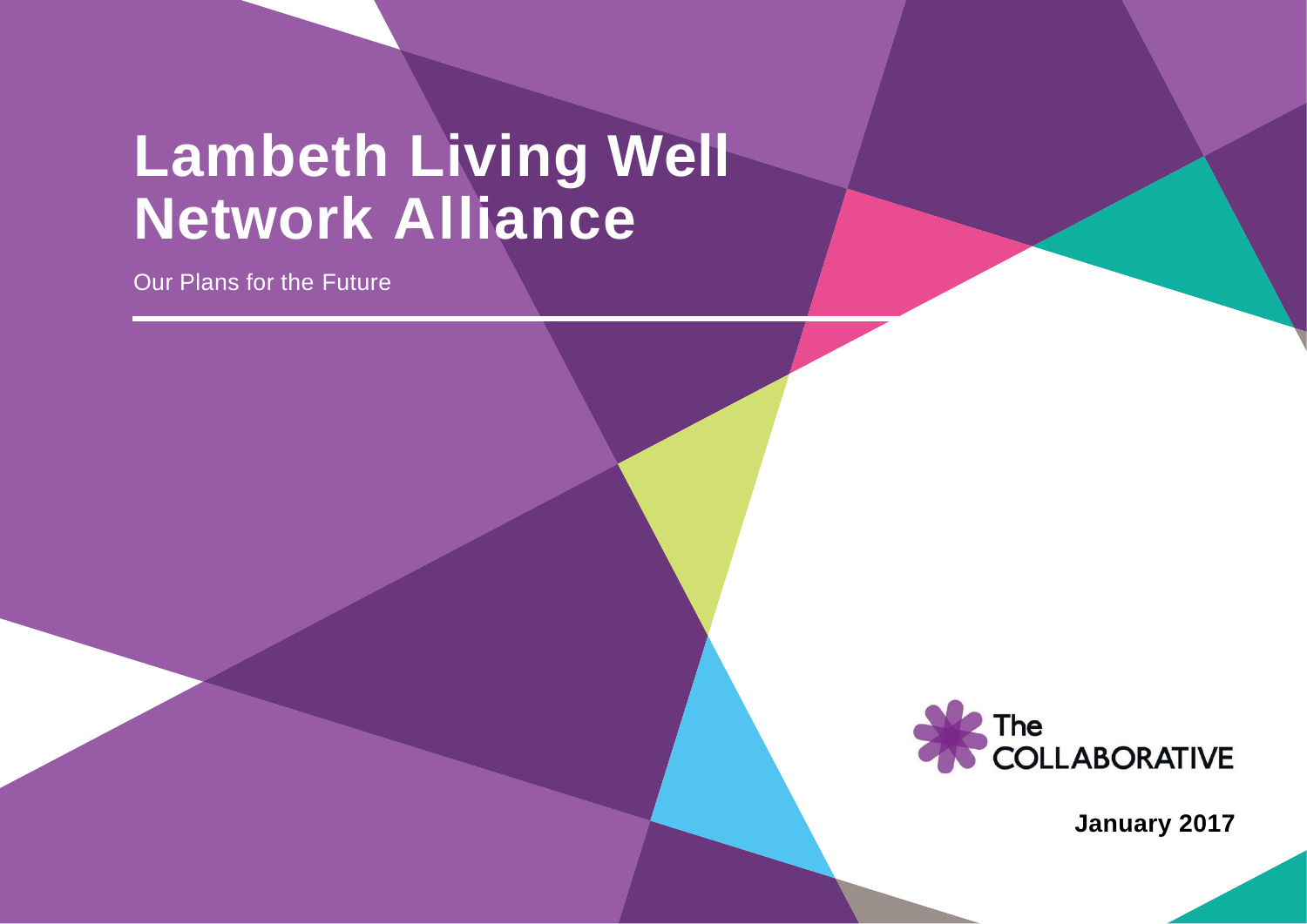# Lambeth Living Well Network Alliance

Our Plans for the Future

The COLLABORATIVE

**January 2017**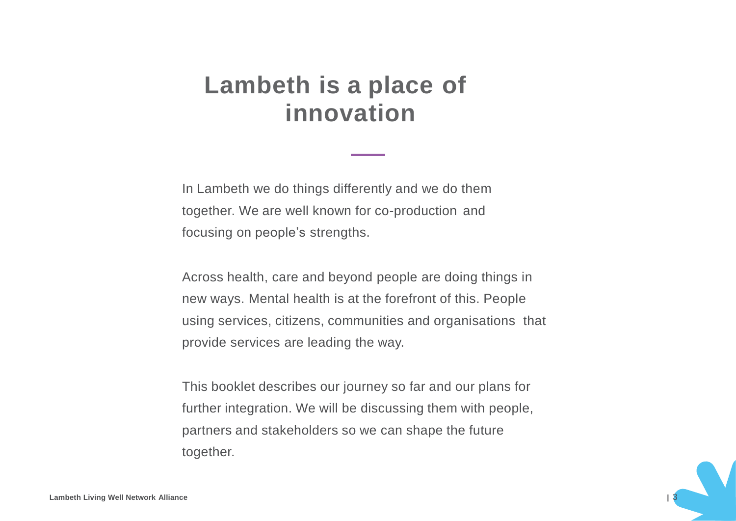# Lambeth is a place of innovation

In Lambeth we do things differently and we do them together. We are well known for co-production and focusing on people's strengths.

Across health, care and beyond people are doing things in new ways. Mental health is at the forefront of this. People using services, citizens, communities and organisations that provide services are leading the way.

This booklet describes our journey so far and our plans for further integration. We will be discussing them with people, partners and stakeholders so we can shape the future together.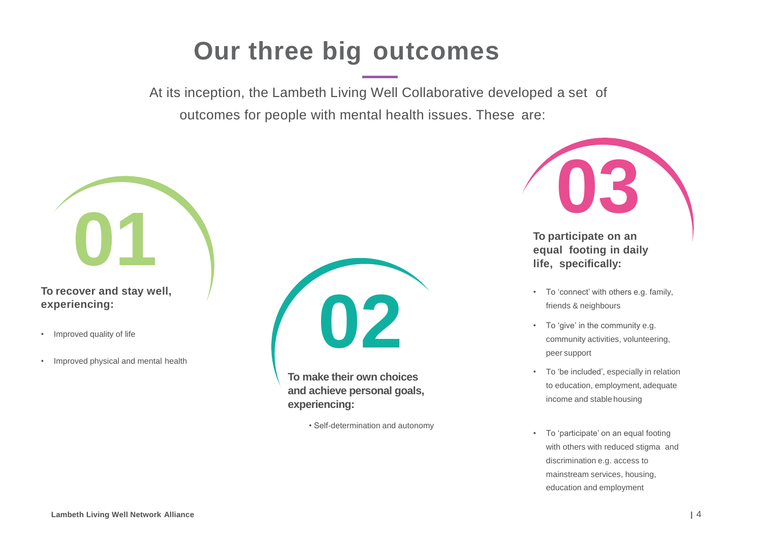# Our three big outcomes

At its inception, the Lambeth Living Well Collaborative developed a set of outcomes for people with mental health issues. These are:

## 01

**To recover and stay well, experiencing:**

- Improved quality of life
- Improved physical and mental health

## 02

**To make their own choices and achieve personal goals, experiencing:**

- Self-determination and autonomy

## 03

**To participate on an equal footing in daily life, specifically:**

- To 'connect' with others e.g. family, friends & neighbours
- To 'give' in the community e.g. community activities, volunteering, peer support
- To 'be included', especially in relation to education, employment, adequate income and stable housing
- To 'participate' on an equal footing with others with reduced stigma and discrimination e.g. access to mainstream services, housing, education and employment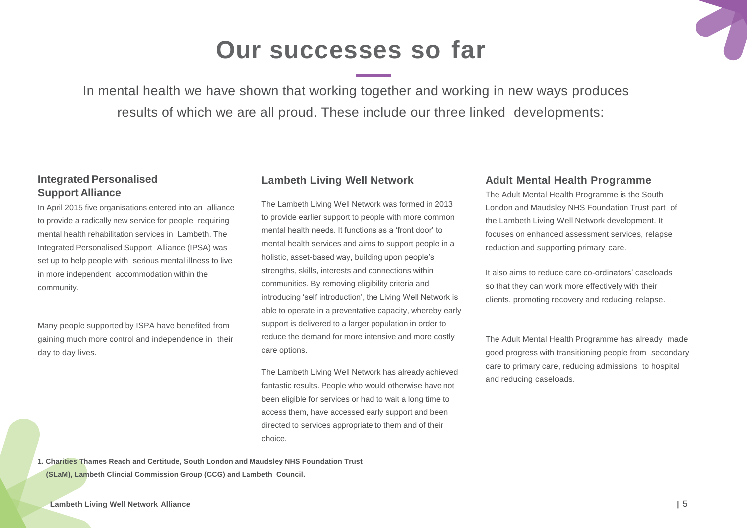# Our successes so far

In mental health we have shown that working together and working in new ways produces results of which we are all proud. These include our three linked developments:

### Integrated Personalised Support Alliance

In April 2015 five organisations entered into an alliance to provide a radically new service for people requiring mental health rehabilitation services in Lambeth. The Integrated Personalised Support Alliance (IPSA) was set up to help people with serious mental illness to live in more independent accommodation within the community.

Many people supported by ISPA have benefited from gaining much more control and independence in their day to day lives.

### Lambeth Living Well Network

The Lambeth Living Well Network was formed in 2013 to provide earlier support to people with more common mental health needs. It functions as a 'front door' to mental health services and aims to support people in a holistic, asset-based way, building upon people's strengths, skills, interests and connections within communities. By removing eligibility criteria and introducing 'self introduction', the Living Well Network is able to operate in a preventative capacity, whereby early support is delivered to a larger population in order to reduce the demand for more intensive and more costly care options.

The Lambeth Living Well Network has already achieved fantastic results. People who would otherwise have not been eligible for services or had to wait a long time to access them, have accessed early support and been directed to services appropriate to them and of their choice.

### Adult Mental Health Programme

The Adult Mental Health Programme is the South London and Maudsley NHS Foundation Trust part of the Lambeth Living Well Network development. It focuses on enhanced assessment services, relapse reduction and supporting primary care.

It also aims to reduce care co-ordinators' caseloads so that they can work more effectively with their clients, promoting recovery and reducing relapse.

The Adult Mental Health Programme has already made good progress with transitioning people from secondary care to primary care, reducing admissions to hospital and reducing caseloads.

---

**1. Charities Thames Reach and Certitude, South London and Maudsley NHS Foundation Trust (SLaM), Lambeth Clincial Commission Group (CCG) and Lambeth Council.**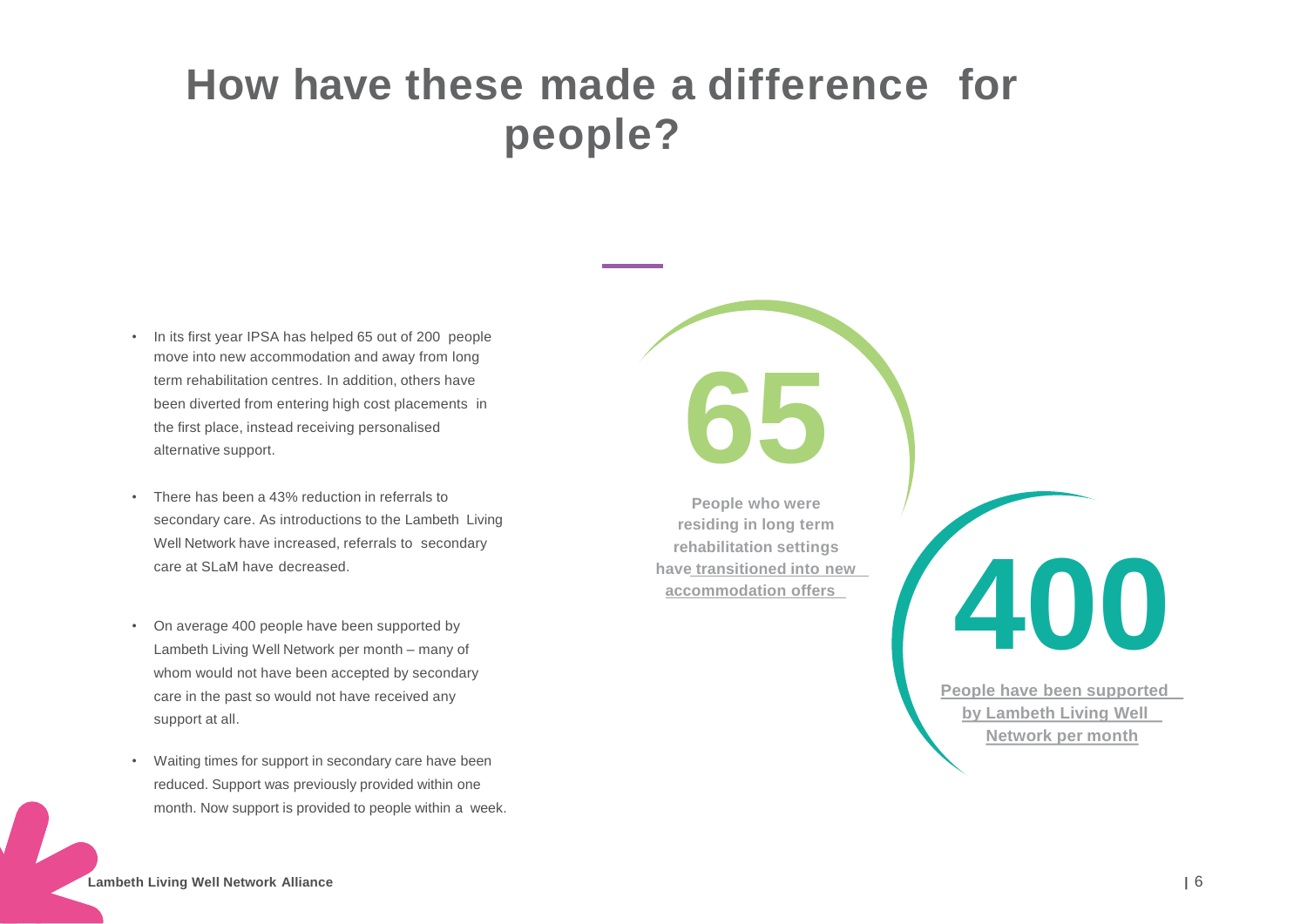# How have these made a difference for people?

- In its first year IPSA has helped 65 out of 200 people move into new accommodation and away from long term rehabilitation centres. In addition, others have been diverted from entering high cost placements in the first place, instead receiving personalised alternative support.
- There has been a 43% reduction in referrals to secondary care. As introductions to the Lambeth Living Well Network have increased, referrals to secondary care at SLaM have decreased.
- On average 400 people have been supported by Lambeth Living Well Network per month – many of whom would not have been accepted by secondary care in the past so would not have received any support at all.
- Waiting times for support in secondary care have been reduced. Support was previously provided within one month. Now support is provided to people within a week.

**65**

**People who were residing in long term rehabilitation settings have transitioned into new accommodation offers**

**400**

**People have been supported by Lambeth Living Well Network per month**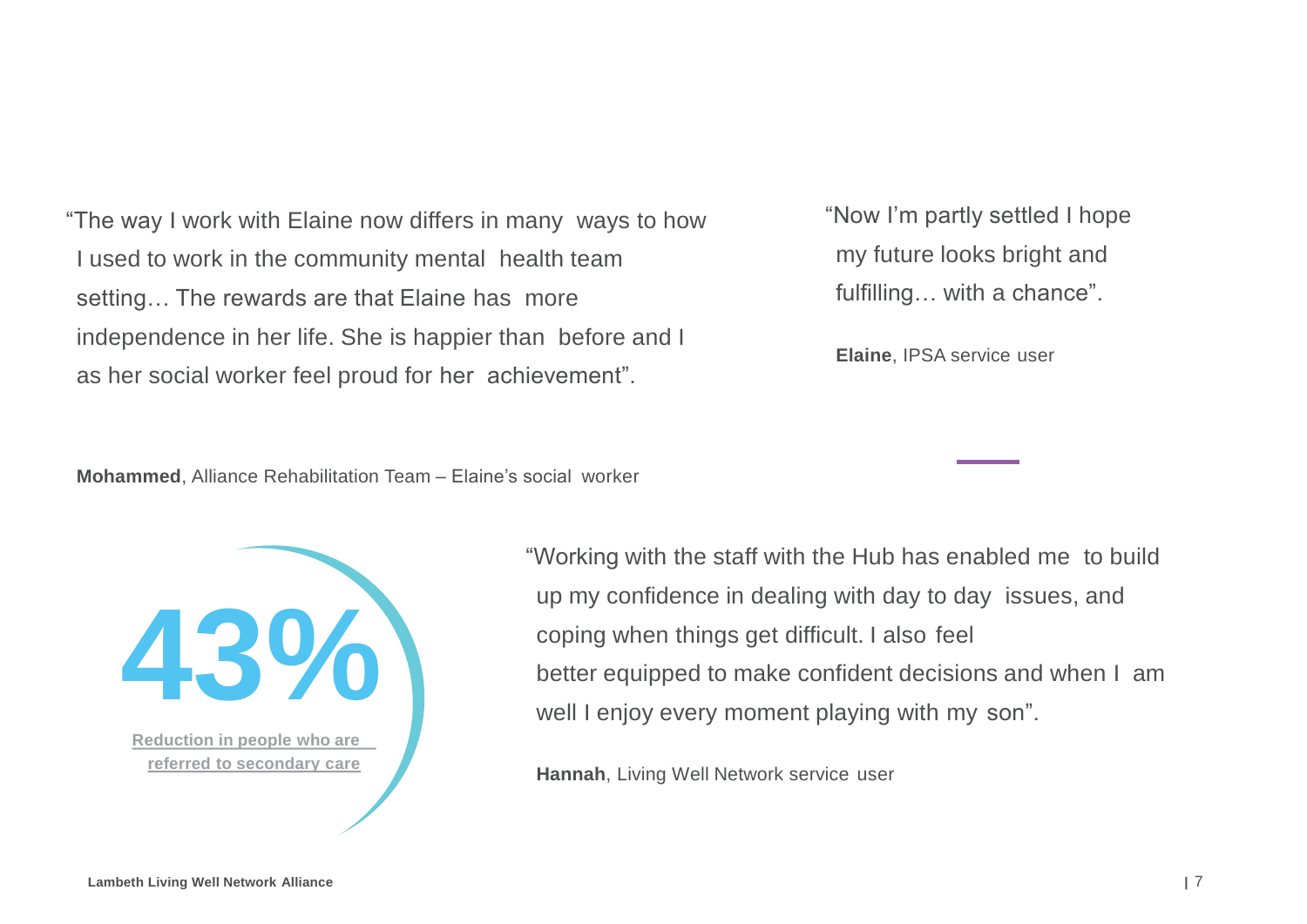"The way I work with Elaine now differs in many ways to how I used to work in the community mental health team setting… The rewards are that Elaine has more independence in her life. She is happier than before and I as her social worker feel proud for her achievement".

**Mohammed**, Alliance Rehabilitation Team – Elaine's social worker

"Now I'm partly settled I hope my future looks bright and fulfilling… with a chance".

**Elaine**, IPSA service user

**43%**

**Reduction in people who are referred to secondary care**

"Working with the staff with the Hub has enabled me to build up my confidence in dealing with day to day issues, and coping when things get difficult. I also feel better equipped to make confident decisions and when I am well I enjoy every moment playing with my son".

**Hannah**, Living Well Network service user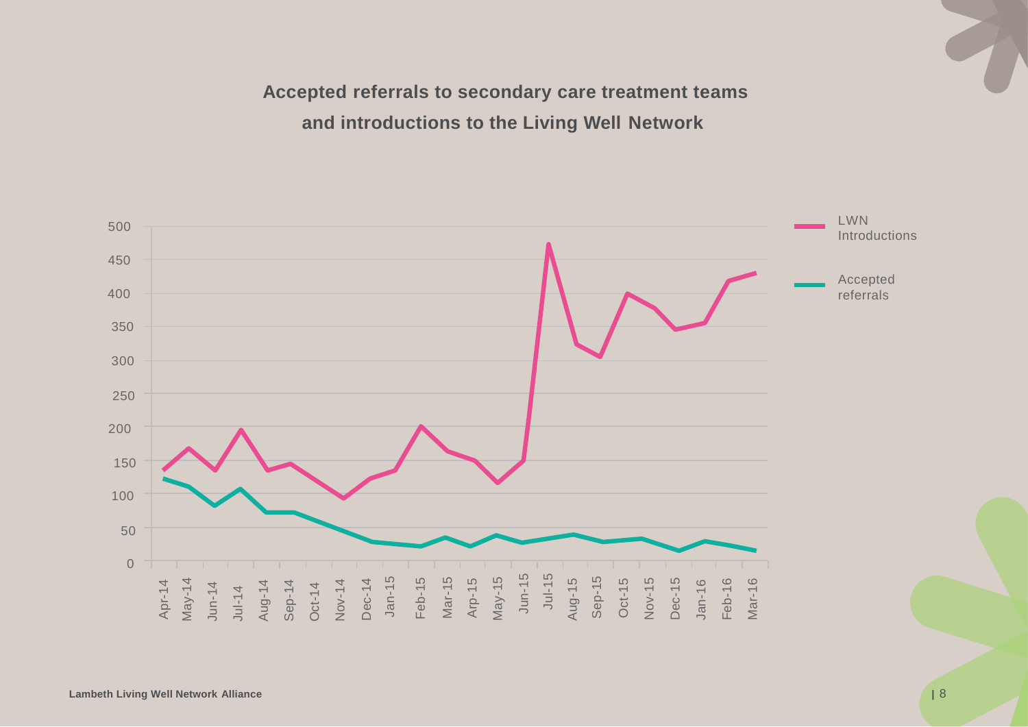## Accepted referrals to secondary care treatment teams and introductions to the Living Well Network

500
450
400
350
300
250
200
150
100
50
0

Apr-14 May-14 Jun-14 Jul-14 Aug-14 Sep-14 Oct-14 Nov-14 Dec-14 Jan-15 Feb-15 Mar-15 Arp-15 May-15 Jun-15 Jul-15 Aug-15 Sep-15 Oct-15 Nov-15 Dec-15 Jan-16 Feb-16 Mar-16

LWN Introductions

Accepted referrals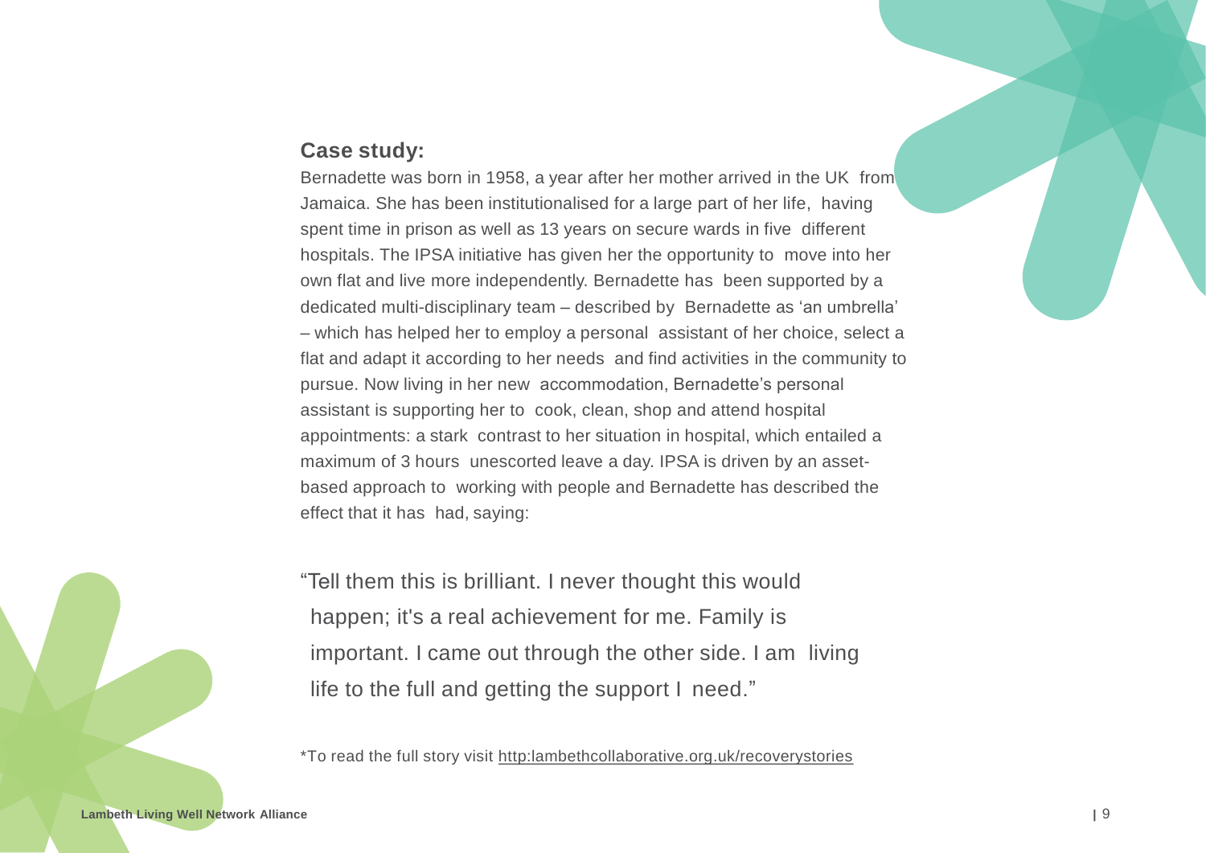**Case study:**

Bernadette was born in 1958, a year after her mother arrived in the UK from Jamaica. She has been institutionalised for a large part of her life, having spent time in prison as well as 13 years on secure wards in five different hospitals. The IPSA initiative has given her the opportunity to move into her own flat and live more independently. Bernadette has been supported by a dedicated multi-disciplinary team – described by Bernadette as 'an umbrella' – which has helped her to employ a personal assistant of her choice, select a flat and adapt it according to her needs and find activities in the community to pursue. Now living in her new accommodation, Bernadette's personal assistant is supporting her to cook, clean, shop and attend hospital appointments: a stark contrast to her situation in hospital, which entailed a maximum of 3 hours unescorted leave a day. IPSA is driven by an asset-based approach to working with people and Bernadette has described the effect that it has had, saying:

"Tell them this is brilliant. I never thought this would happen; it's a real achievement for me. Family is important. I came out through the other side. I am living life to the full and getting the support I need."

*To read the full story visit http:lambethcollaborative.org.uk/recoverystories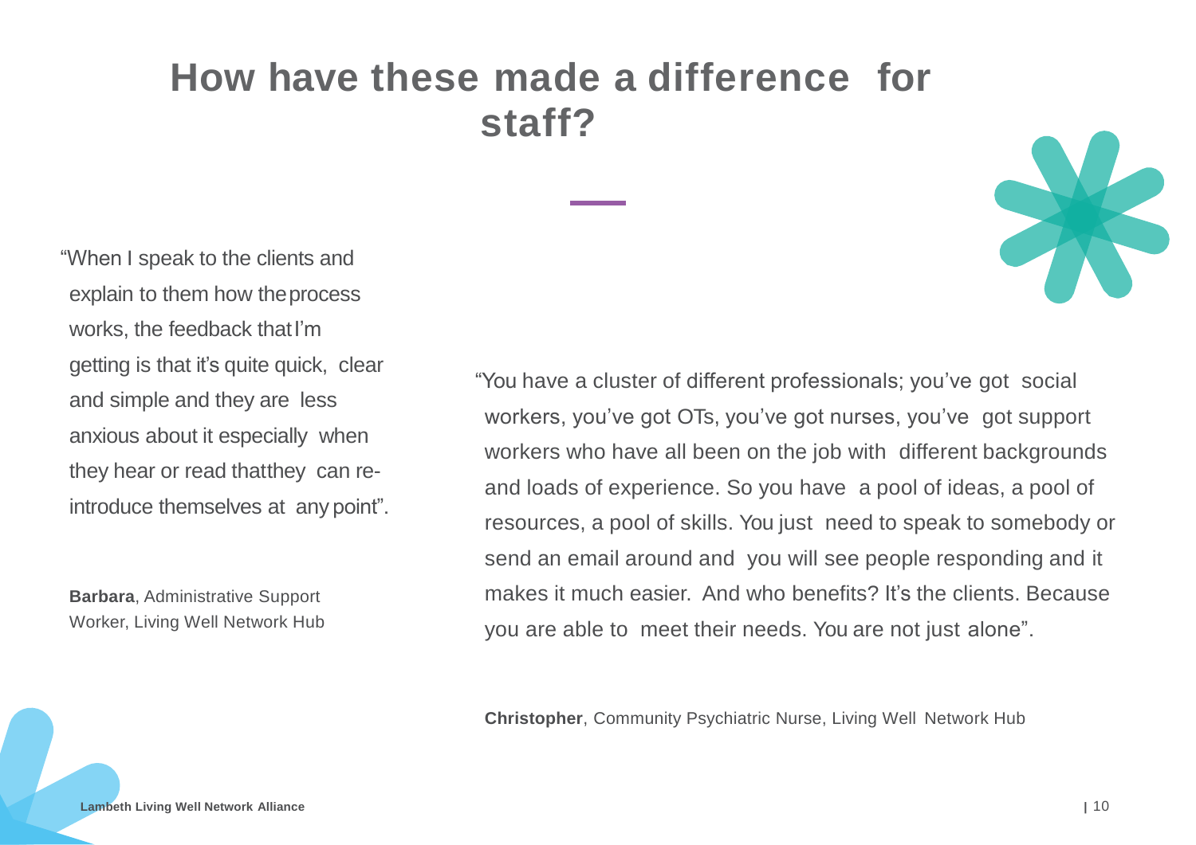# How have these made a difference for staff?

"When I speak to the clients and explain to them how the process works, the feedback that I'm getting is that it's quite quick, clear and simple and they are less anxious about it especially when they hear or read that they can re-introduce themselves at any point".

**Barbara**, Administrative Support Worker, Living Well Network Hub

"You have a cluster of different professionals; you've got social workers, you've got OTs, you've got nurses, you've got support workers who have all been on the job with different backgrounds and loads of experience. So you have a pool of ideas, a pool of resources, a pool of skills. You just need to speak to somebody or send an email around and you will see people responding and it makes it much easier. And who benefits? It's the clients. Because you are able to meet their needs. You are not just alone".

**Christopher**, Community Psychiatric Nurse, Living Well Network Hub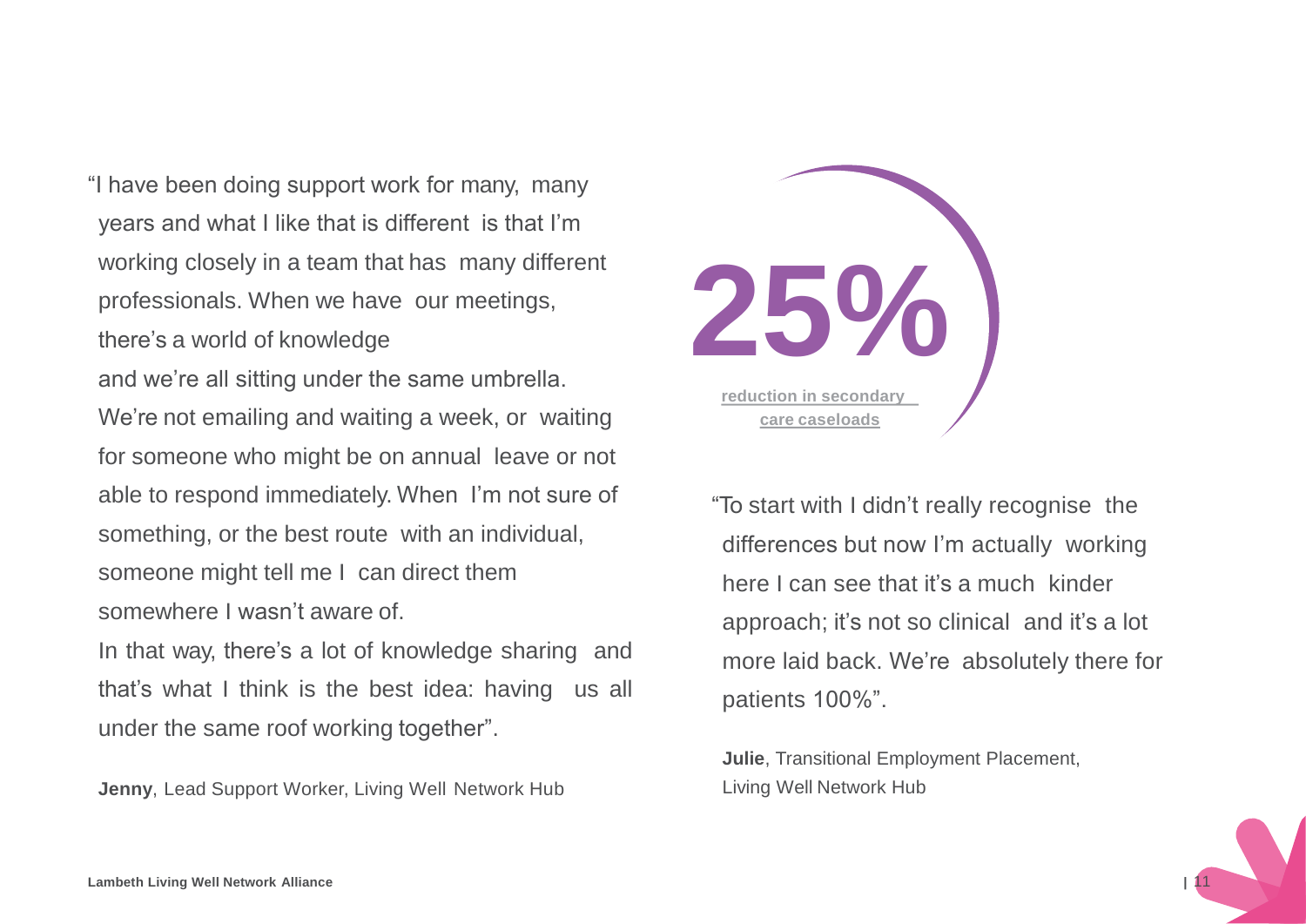"I have been doing support work for many, many years and what I like that is different is that I'm working closely in a team that has many different professionals. When we have our meetings, there's a world of knowledge and we're all sitting under the same umbrella. We're not emailing and waiting a week, or waiting for someone who might be on annual leave or not able to respond immediately. When I'm not sure of something, or the best route with an individual, someone might tell me I can direct them somewhere I wasn't aware of.

In that way, there's a lot of knowledge sharing and that's what I think is the best idea: having us all under the same roof working together".

**Jenny**, Lead Support Worker, Living Well Network Hub

**25%**

**reduction in secondary care caseloads**

"To start with I didn't really recognise the differences but now I'm actually working here I can see that it's a much kinder approach; it's not so clinical and it's a lot more laid back. We're absolutely there for patients 100%".

**Julie**, Transitional Employment Placement, Living Well Network Hub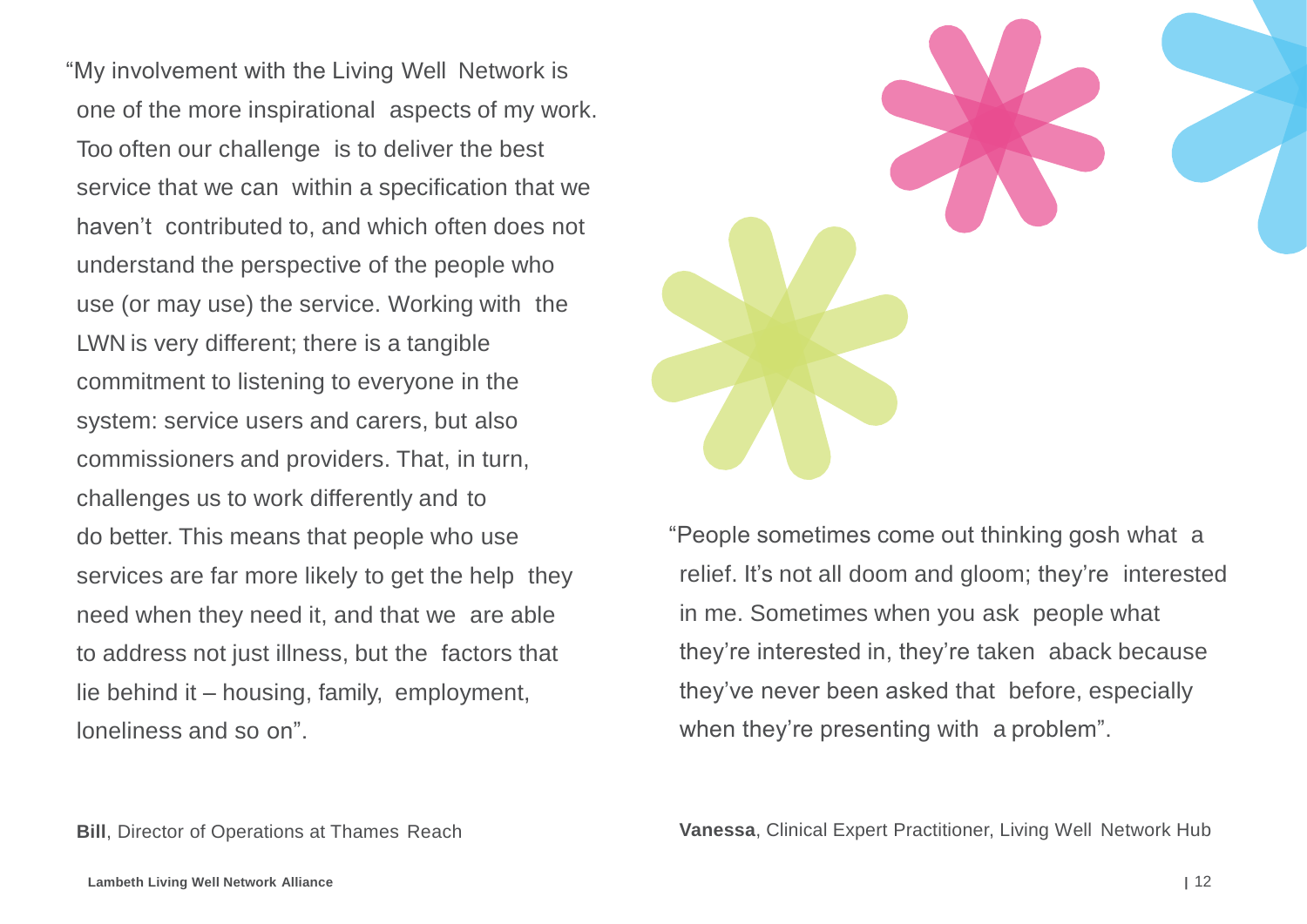"My involvement with the Living Well Network is one of the more inspirational aspects of my work. Too often our challenge is to deliver the best service that we can within a specification that we haven't contributed to, and which often does not understand the perspective of the people who use (or may use) the service. Working with the LWN is very different; there is a tangible commitment to listening to everyone in the system: service users and carers, but also commissioners and providers. That, in turn, challenges us to work differently and to do better. This means that people who use services are far more likely to get the help they need when they need it, and that we are able to address not just illness, but the factors that lie behind it – housing, family, employment, loneliness and so on".

**Bill**, Director of Operations at Thames Reach

"People sometimes come out thinking gosh what a relief. It's not all doom and gloom; they're interested in me. Sometimes when you ask people what they're interested in, they're taken aback because they've never been asked that before, especially when they're presenting with a problem".

**Vanessa**, Clinical Expert Practitioner, Living Well Network Hub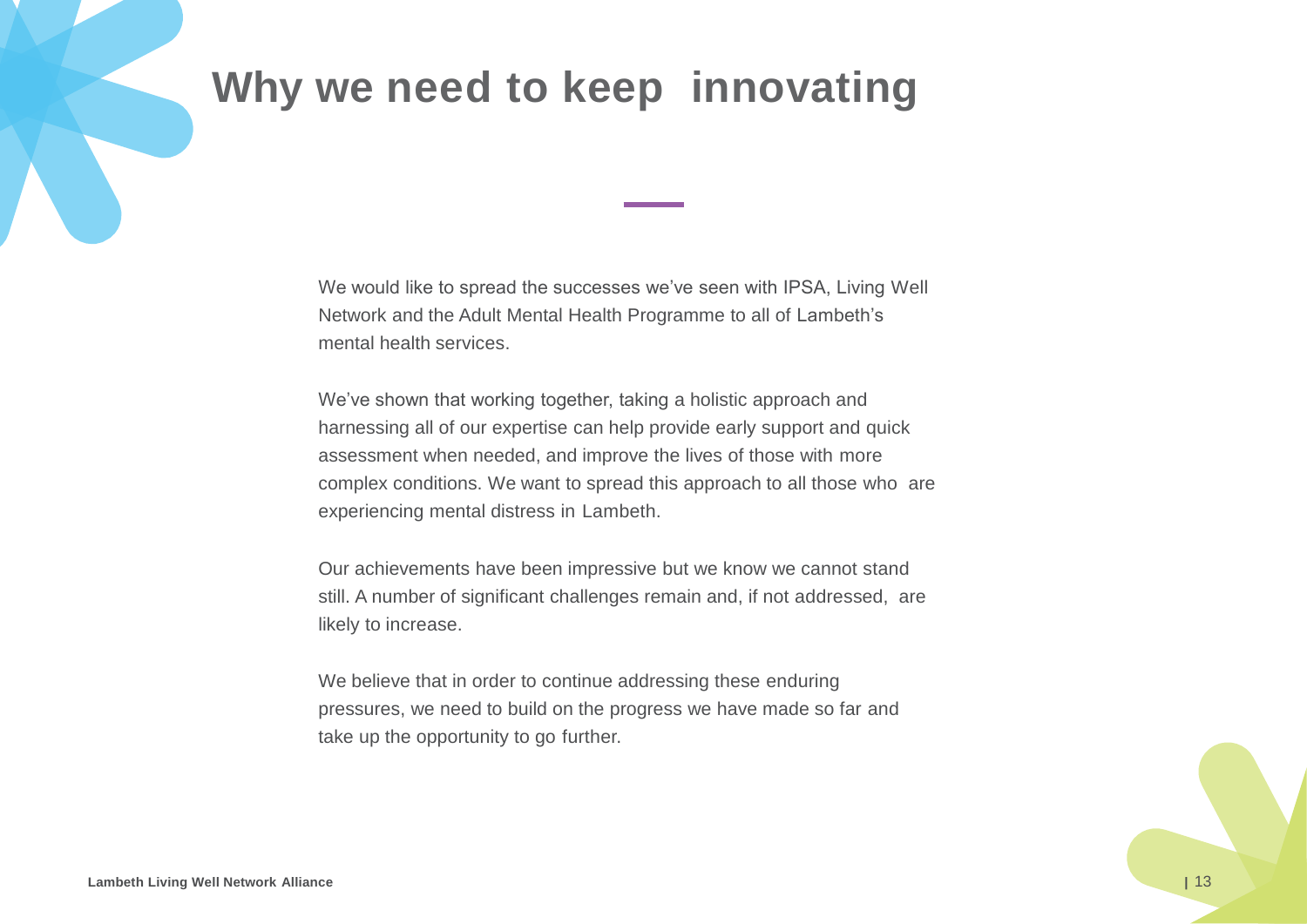# Why we need to keep innovating

We would like to spread the successes we've seen with IPSA, Living Well Network and the Adult Mental Health Programme to all of Lambeth's mental health services.

We've shown that working together, taking a holistic approach and harnessing all of our expertise can help provide early support and quick assessment when needed, and improve the lives of those with more complex conditions. We want to spread this approach to all those who are experiencing mental distress in Lambeth.

Our achievements have been impressive but we know we cannot stand still. A number of significant challenges remain and, if not addressed, are likely to increase.

We believe that in order to continue addressing these enduring pressures, we need to build on the progress we have made so far and take up the opportunity to go further.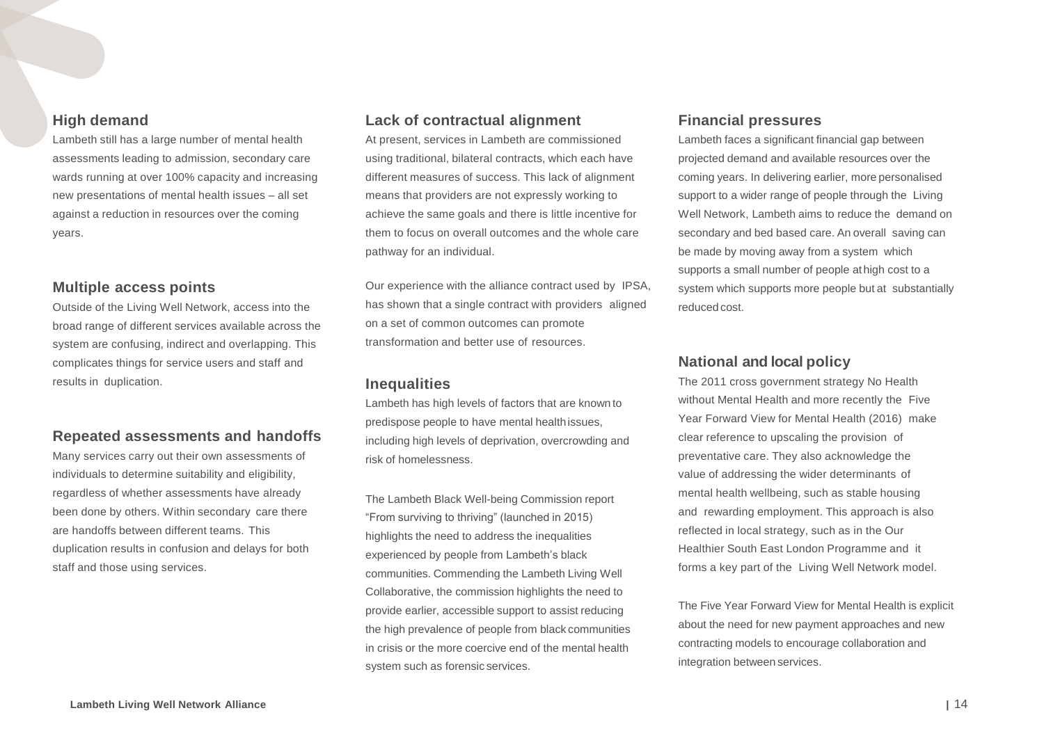### High demand

Lambeth still has a large number of mental health assessments leading to admission, secondary care wards running at over 100% capacity and increasing new presentations of mental health issues – all set against a reduction in resources over the coming years.

### Multiple access points

Outside of the Living Well Network, access into the broad range of different services available across the system are confusing, indirect and overlapping. This complicates things for service users and staff and results in duplication.

### Repeated assessments and handoffs

Many services carry out their own assessments of individuals to determine suitability and eligibility, regardless of whether assessments have already been done by others. Within secondary care there are handoffs between different teams. This duplication results in confusion and delays for both staff and those using services.

### Lack of contractual alignment

At present, services in Lambeth are commissioned using traditional, bilateral contracts, which each have different measures of success. This lack of alignment means that providers are not expressly working to achieve the same goals and there is little incentive for them to focus on overall outcomes and the whole care pathway for an individual.

Our experience with the alliance contract used by IPSA, has shown that a single contract with providers aligned on a set of common outcomes can promote transformation and better use of resources.

### Inequalities

Lambeth has high levels of factors that are known to predispose people to have mental health issues, including high levels of deprivation, overcrowding and risk of homelessness.

The Lambeth Black Well-being Commission report "From surviving to thriving" (launched in 2015) highlights the need to address the inequalities experienced by people from Lambeth's black communities. Commending the Lambeth Living Well Collaborative, the commission highlights the need to provide earlier, accessible support to assist reducing the high prevalence of people from black communities in crisis or the more coercive end of the mental health system such as forensic services.

### Financial pressures

Lambeth faces a significant financial gap between projected demand and available resources over the coming years. In delivering earlier, more personalised support to a wider range of people through the Living Well Network, Lambeth aims to reduce the demand on secondary and bed based care. An overall saving can be made by moving away from a system which supports a small number of people at high cost to a system which supports more people but at substantially reduced cost.

### National and local policy

The 2011 cross government strategy No Health without Mental Health and more recently the Five Year Forward View for Mental Health (2016) make clear reference to upscaling the provision of preventative care. They also acknowledge the value of addressing the wider determinants of mental health wellbeing, such as stable housing and rewarding employment. This approach is also reflected in local strategy, such as in the Our Healthier South East London Programme and it forms a key part of the Living Well Network model.

The Five Year Forward View for Mental Health is explicit about the need for new payment approaches and new contracting models to encourage collaboration and integration between services.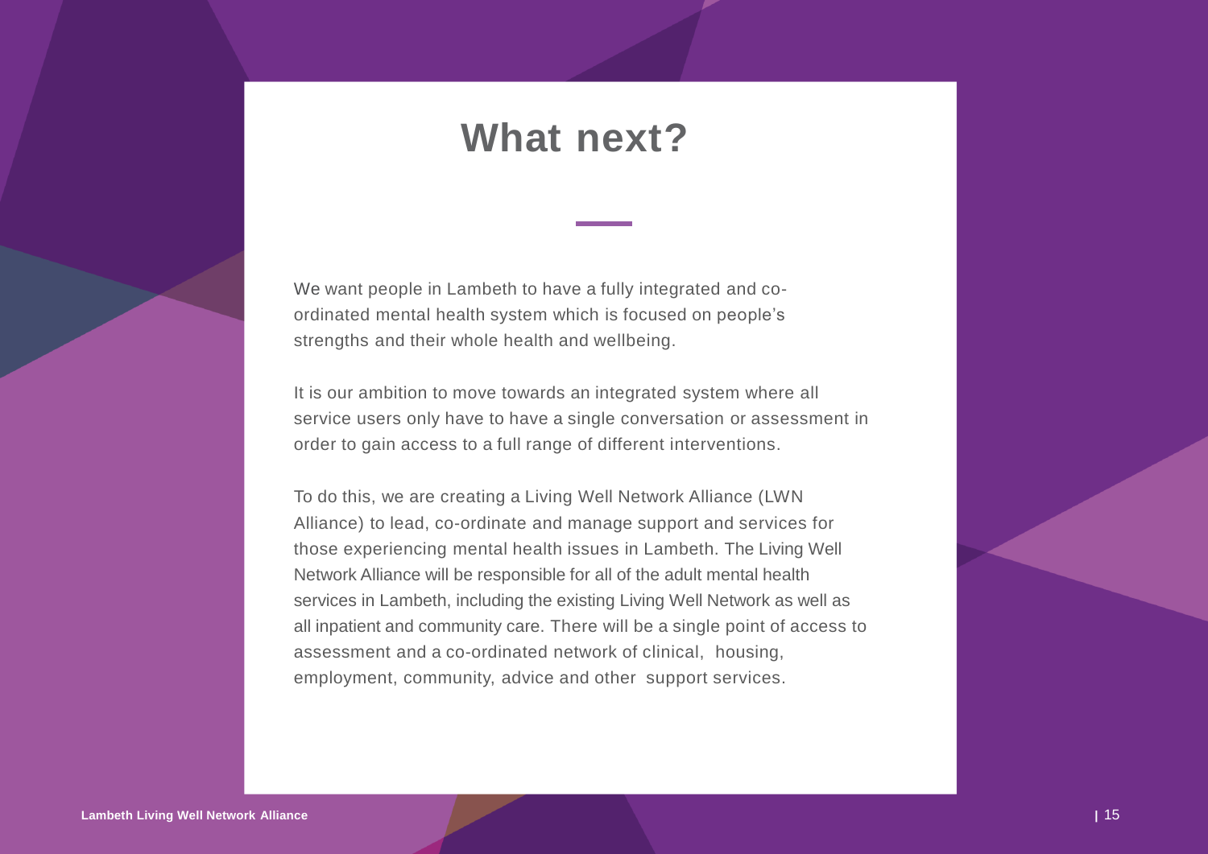# What next?

We want people in Lambeth to have a fully integrated and co-ordinated mental health system which is focused on people's strengths and their whole health and wellbeing.

It is our ambition to move towards an integrated system where all service users only have to have a single conversation or assessment in order to gain access to a full range of different interventions.

To do this, we are creating a Living Well Network Alliance (LWN Alliance) to lead, co-ordinate and manage support and services for those experiencing mental health issues in Lambeth. The Living Well Network Alliance will be responsible for all of the adult mental health services in Lambeth, including the existing Living Well Network as well as all inpatient and community care. There will be a single point of access to assessment and a co-ordinated network of clinical, housing, employment, community, advice and other support services.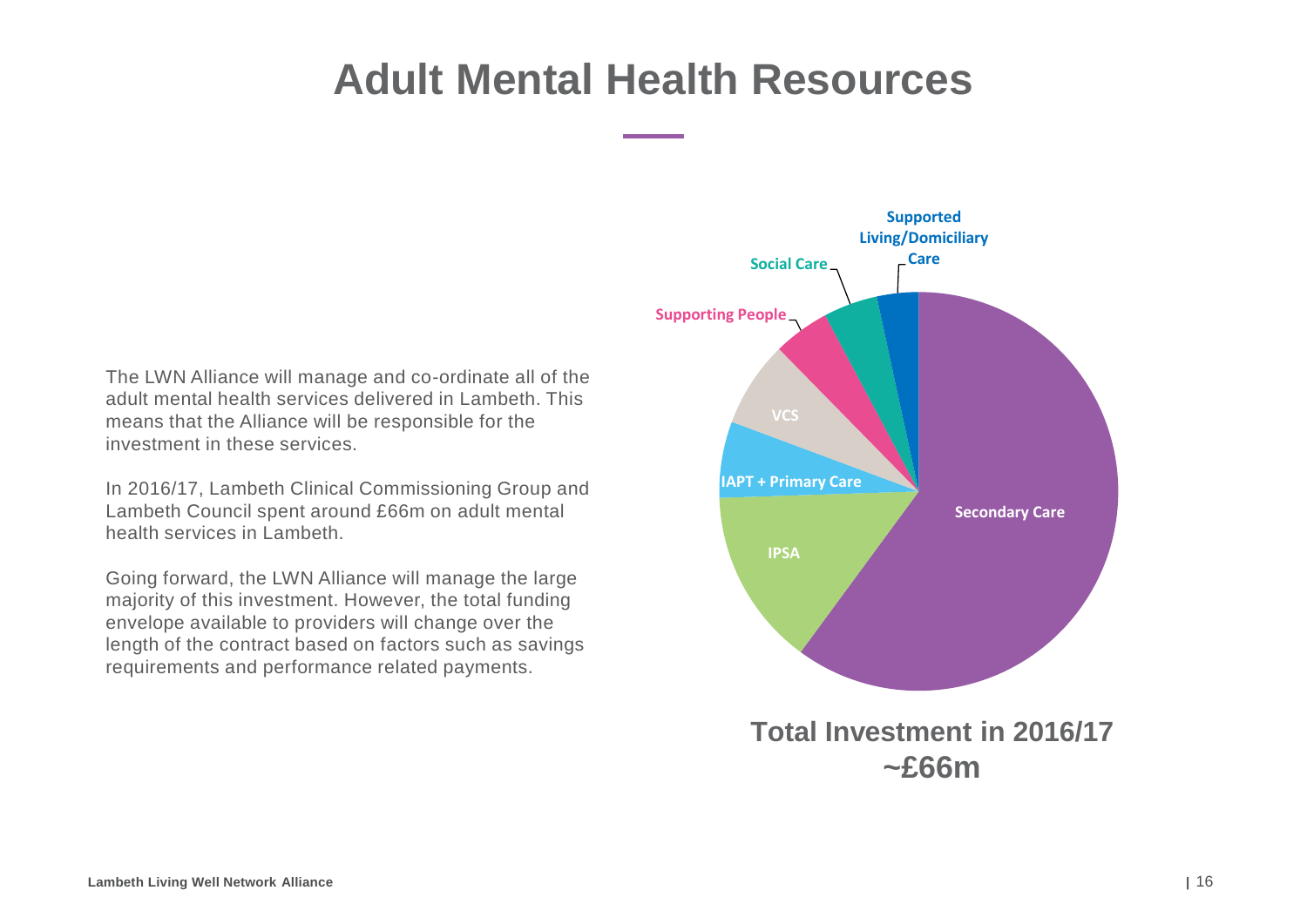# Adult Mental Health Resources

The LWN Alliance will manage and co-ordinate all of the adult mental health services delivered in Lambeth. This means that the Alliance will be responsible for the investment in these services.

In 2016/17, Lambeth Clinical Commissioning Group and Lambeth Council spent around £66m on adult mental health services in Lambeth.

Going forward, the LWN Alliance will manage the large majority of this investment. However, the total funding envelope available to providers will change over the length of the contract based on factors such as savings requirements and performance related payments.

Supported Living/Domiciliary Care

Social Care

Supporting People

VCS

IAPT + Primary Care

IPSA

Secondary Care

**Total Investment in 2016/17 ~£66m**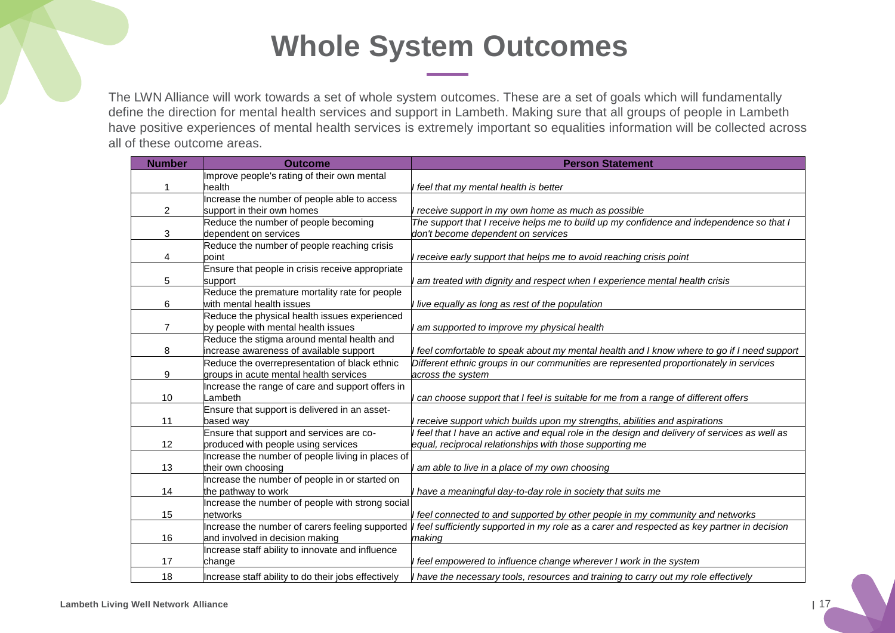# Whole System Outcomes

The LWN Alliance will work towards a set of whole system outcomes. These are a set of goals which will fundamentally define the direction for mental health services and support in Lambeth. Making sure that all groups of people in Lambeth have positive experiences of mental health services is extremely important so equalities information will be collected across all of these outcome areas.

| Number | Outcome | Person Statement |
|---|---|---|
| 1 | Improve people's rating of their own mental health | *I feel that my mental health is better* |
| 2 | Increase the number of people able to access support in their own homes | *I receive support in my own home as much as possible* |
| 3 | Reduce the number of people becoming dependent on services | *The support that I receive helps me to build up my confidence and independence so that I don't become dependent on services* |
| 4 | Reduce the number of people reaching crisis point | *I receive early support that helps me to avoid reaching crisis point* |
| 5 | Ensure that people in crisis receive appropriate support | *I am treated with dignity and respect when I experience mental health crisis* |
| 6 | Reduce the premature mortality rate for people with mental health issues | *I live equally as long as rest of the population* |
| 7 | Reduce the physical health issues experienced by people with mental health issues | *I am supported to improve my physical health* |
| 8 | Reduce the stigma around mental health and increase awareness of available support | *I feel comfortable to speak about my mental health and I know where to go if I need support* |
| 9 | Reduce the overrepresentation of black ethnic groups in acute mental health services | *Different ethnic groups in our communities are represented proportionately in services across the system* |
| 10 | Increase the range of care and support offers in Lambeth | *I can choose support that I feel is suitable for me from a range of different offers* |
| 11 | Ensure that support is delivered in an asset-based way | *I receive support which builds upon my strengths, abilities and aspirations* |
| 12 | Ensure that support and services are co-produced with people using services | *I feel that I have an active and equal role in the design and delivery of services as well as equal, reciprocal relationships with those supporting me* |
| 13 | Increase the number of people living in places of their own choosing | *I am able to live in a place of my own choosing* |
| 14 | Increase the number of people in or started on the pathway to work | *I have a meaningful day-to-day role in society that suits me* |
| 15 | Increase the number of people with strong social networks | *I feel connected to and supported by other people in my community and networks* |
| 16 | Increase the number of carers feeling supported and involved in decision making | *I feel sufficiently supported in my role as a carer and respected as key partner in decision making* |
| 17 | Increase staff ability to innovate and influence change | *I feel empowered to influence change wherever I work in the system* |
| 18 | Increase staff ability to do their jobs effectively | *I have the necessary tools, resources and training to carry out my role effectively* |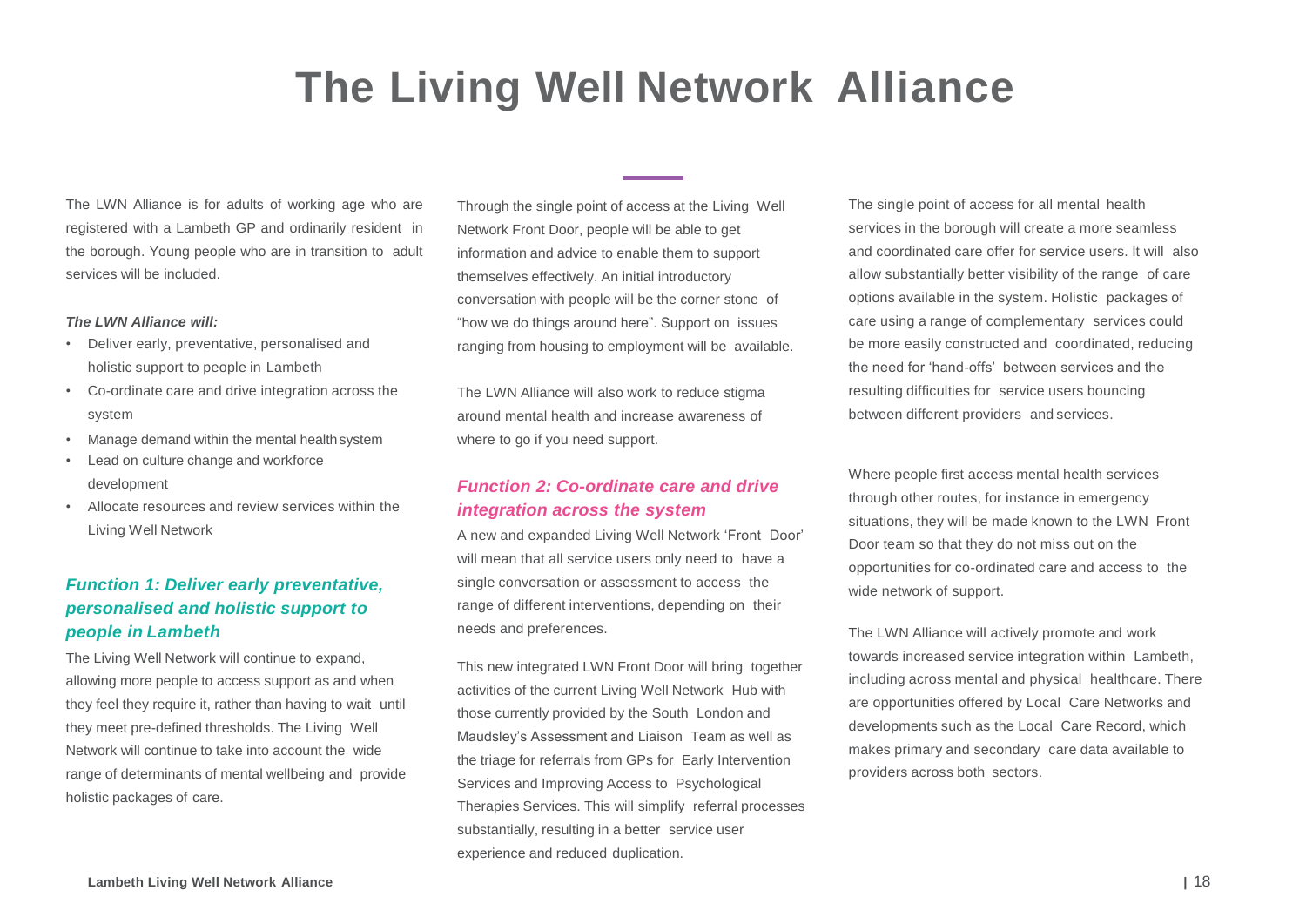# The Living Well Network Alliance

The LWN Alliance is for adults of working age who are registered with a Lambeth GP and ordinarily resident in the borough. Young people who are in transition to adult services will be included.

***The LWN Alliance will:***

- Deliver early, preventative, personalised and holistic support to people in Lambeth
- Co-ordinate care and drive integration across the system
- Manage demand within the mental health system
- Lead on culture change and workforce development
- Allocate resources and review services within the Living Well Network

### *Function 1: Deliver early preventative, personalised and holistic support to people in Lambeth*

The Living Well Network will continue to expand, allowing more people to access support as and when they feel they require it, rather than having to wait until they meet pre-defined thresholds. The Living Well Network will continue to take into account the wide range of determinants of mental wellbeing and provide holistic packages of care.

Through the single point of access at the Living Well Network Front Door, people will be able to get information and advice to enable them to support themselves effectively. An initial introductory conversation with people will be the corner stone of "how we do things around here". Support on issues ranging from housing to employment will be available.

The LWN Alliance will also work to reduce stigma around mental health and increase awareness of where to go if you need support.

### *Function 2: Co-ordinate care and drive integration across the system*

A new and expanded Living Well Network 'Front Door' will mean that all service users only need to have a single conversation or assessment to access the range of different interventions, depending on their needs and preferences.

This new integrated LWN Front Door will bring together activities of the current Living Well Network Hub with those currently provided by the South London and Maudsley's Assessment and Liaison Team as well as the triage for referrals from GPs for Early Intervention Services and Improving Access to Psychological Therapies Services. This will simplify referral processes substantially, resulting in a better service user experience and reduced duplication.

The single point of access for all mental health services in the borough will create a more seamless and coordinated care offer for service users. It will also allow substantially better visibility of the range of care options available in the system. Holistic packages of care using a range of complementary services could be more easily constructed and coordinated, reducing the need for 'hand-offs' between services and the resulting difficulties for service users bouncing between different providers and services.

Where people first access mental health services through other routes, for instance in emergency situations, they will be made known to the LWN Front Door team so that they do not miss out on the opportunities for co-ordinated care and access to the wide network of support.

The LWN Alliance will actively promote and work towards increased service integration within Lambeth, including across mental and physical healthcare. There are opportunities offered by Local Care Networks and developments such as the Local Care Record, which makes primary and secondary care data available to providers across both sectors.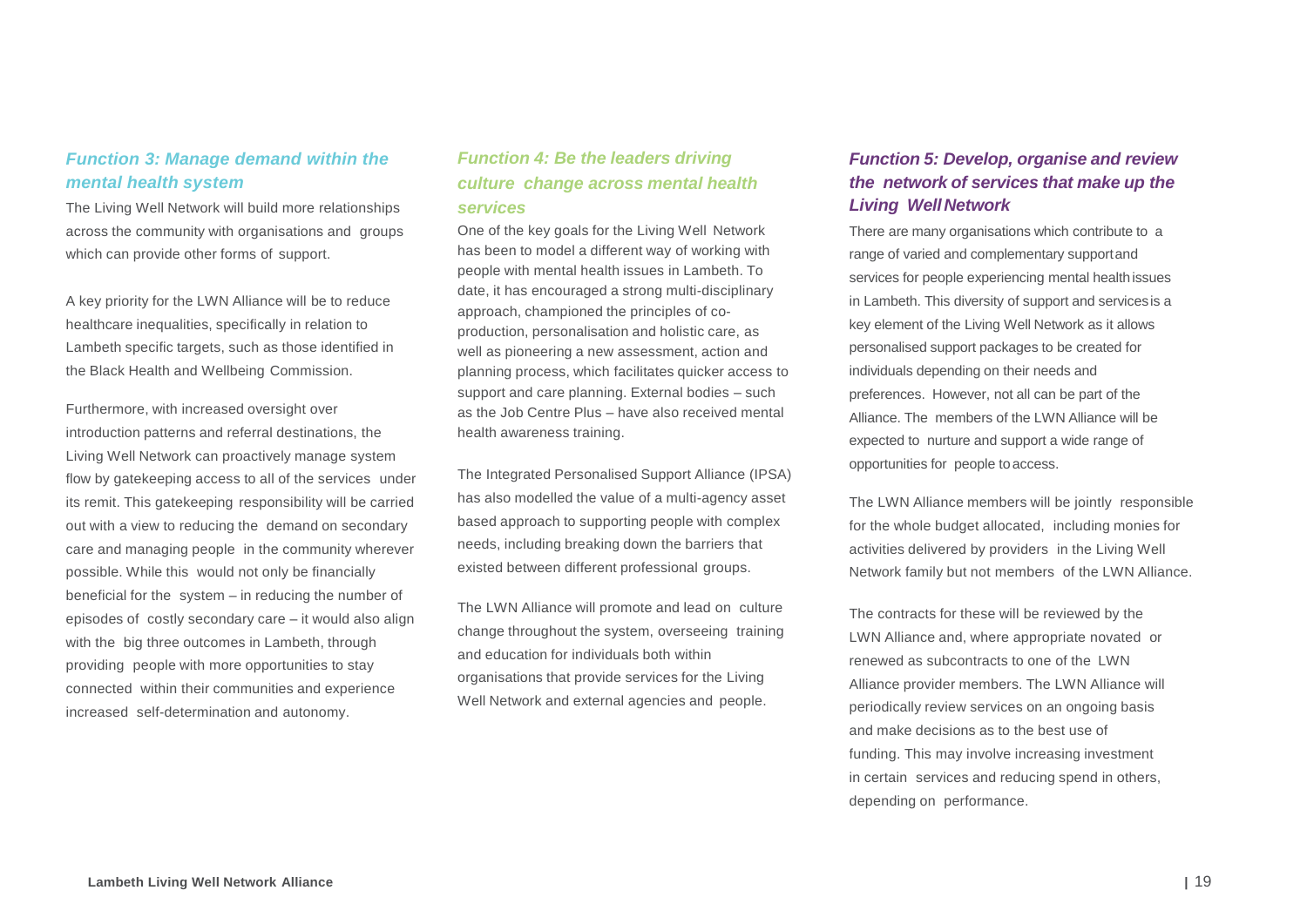### *Function 3: Manage demand within the mental health system*

The Living Well Network will build more relationships across the community with organisations and groups which can provide other forms of support.

A key priority for the LWN Alliance will be to reduce healthcare inequalities, specifically in relation to Lambeth specific targets, such as those identified in the Black Health and Wellbeing Commission.

Furthermore, with increased oversight over introduction patterns and referral destinations, the Living Well Network can proactively manage system flow by gatekeeping access to all of the services under its remit. This gatekeeping responsibility will be carried out with a view to reducing the demand on secondary care and managing people in the community wherever possible. While this would not only be financially beneficial for the system – in reducing the number of episodes of costly secondary care – it would also align with the big three outcomes in Lambeth, through providing people with more opportunities to stay connected within their communities and experience increased self-determination and autonomy.

### *Function 4: Be the leaders driving culture change across mental health services*

One of the key goals for the Living Well Network has been to model a different way of working with people with mental health issues in Lambeth. To date, it has encouraged a strong multi-disciplinary approach, championed the principles of co-production, personalisation and holistic care, as well as pioneering a new assessment, action and planning process, which facilitates quicker access to support and care planning. External bodies – such as the Job Centre Plus – have also received mental health awareness training.

The Integrated Personalised Support Alliance (IPSA) has also modelled the value of a multi-agency asset based approach to supporting people with complex needs, including breaking down the barriers that existed between different professional groups.

The LWN Alliance will promote and lead on culture change throughout the system, overseeing training and education for individuals both within organisations that provide services for the Living Well Network and external agencies and people.

### *Function 5: Develop, organise and review the network of services that make up the Living Well Network*

There are many organisations which contribute to a range of varied and complementary support and services for people experiencing mental health issues in Lambeth. This diversity of support and services is a key element of the Living Well Network as it allows personalised support packages to be created for individuals depending on their needs and preferences. However, not all can be part of the Alliance. The members of the LWN Alliance will be expected to nurture and support a wide range of opportunities for people to access.

The LWN Alliance members will be jointly responsible for the whole budget allocated, including monies for activities delivered by providers in the Living Well Network family but not members of the LWN Alliance.

The contracts for these will be reviewed by the LWN Alliance and, where appropriate novated or renewed as subcontracts to one of the LWN Alliance provider members. The LWN Alliance will periodically review services on an ongoing basis and make decisions as to the best use of funding. This may involve increasing investment in certain services and reducing spend in others, depending on performance.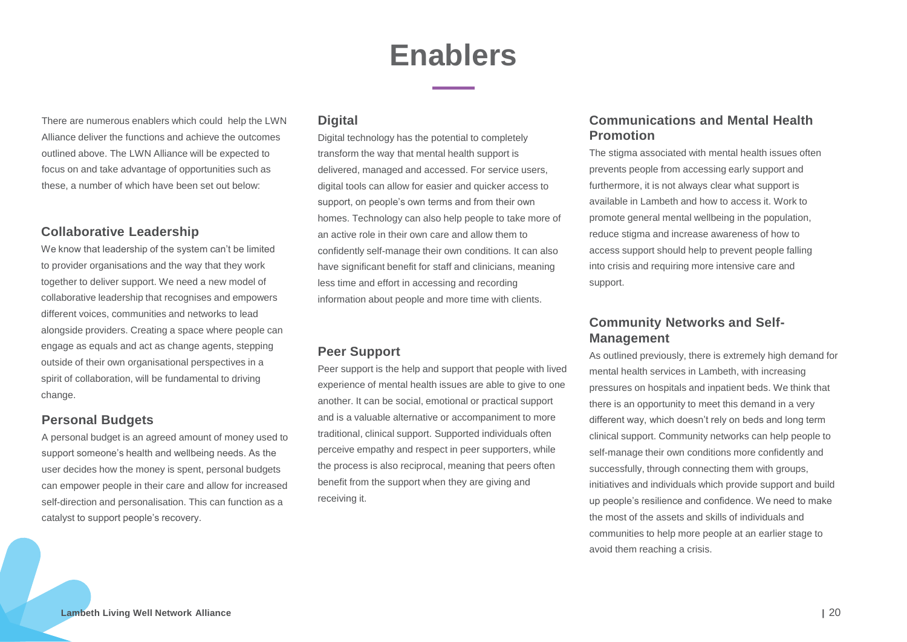# Enablers

There are numerous enablers which could help the LWN Alliance deliver the functions and achieve the outcomes outlined above. The LWN Alliance will be expected to focus on and take advantage of opportunities such as these, a number of which have been set out below:

## Collaborative Leadership

We know that leadership of the system can't be limited to provider organisations and the way that they work together to deliver support. We need a new model of collaborative leadership that recognises and empowers different voices, communities and networks to lead alongside providers. Creating a space where people can engage as equals and act as change agents, stepping outside of their own organisational perspectives in a spirit of collaboration, will be fundamental to driving change.

## Personal Budgets

A personal budget is an agreed amount of money used to support someone's health and wellbeing needs. As the user decides how the money is spent, personal budgets can empower people in their care and allow for increased self-direction and personalisation. This can function as a catalyst to support people's recovery.

## Digital

Digital technology has the potential to completely transform the way that mental health support is delivered, managed and accessed. For service users, digital tools can allow for easier and quicker access to support, on people's own terms and from their own homes. Technology can also help people to take more of an active role in their own care and allow them to confidently self-manage their own conditions. It can also have significant benefit for staff and clinicians, meaning less time and effort in accessing and recording information about people and more time with clients.

## Peer Support

Peer support is the help and support that people with lived experience of mental health issues are able to give to one another. It can be social, emotional or practical support and is a valuable alternative or accompaniment to more traditional, clinical support. Supported individuals often perceive empathy and respect in peer supporters, while the process is also reciprocal, meaning that peers often benefit from the support when they are giving and receiving it.

## Communications and Mental Health Promotion

The stigma associated with mental health issues often prevents people from accessing early support and furthermore, it is not always clear what support is available in Lambeth and how to access it. Work to promote general mental wellbeing in the population, reduce stigma and increase awareness of how to access support should help to prevent people falling into crisis and requiring more intensive care and support.

## Community Networks and Self-Management

As outlined previously, there is extremely high demand for mental health services in Lambeth, with increasing pressures on hospitals and inpatient beds. We think that there is an opportunity to meet this demand in a very different way, which doesn't rely on beds and long term clinical support. Community networks can help people to self-manage their own conditions more confidently and successfully, through connecting them with groups, initiatives and individuals which provide support and build up people's resilience and confidence. We need to make the most of the assets and skills of individuals and communities to help more people at an earlier stage to avoid them reaching a crisis.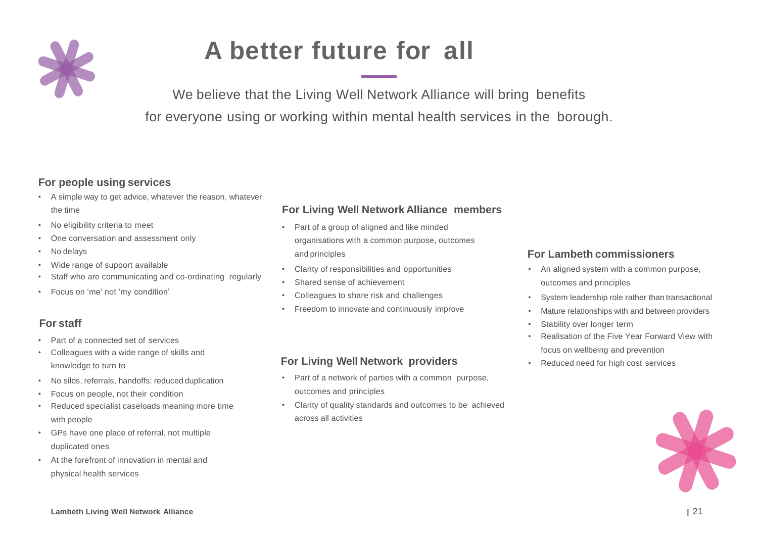# A better future for all

We believe that the Living Well Network Alliance will bring benefits for everyone using or working within mental health services in the borough.

### For people using services

- A simple way to get advice, whatever the reason, whatever the time
- No eligibility criteria to meet
- One conversation and assessment only
- No delays
- Wide range of support available
- Staff who are communicating and co-ordinating regularly
- Focus on 'me' not 'my condition'

### For staff

- Part of a connected set of services
- Colleagues with a wide range of skills and knowledge to turn to
- No silos, referrals, handoffs; reduced duplication
- Focus on people, not their condition
- Reduced specialist caseloads meaning more time with people
- GPs have one place of referral, not multiple duplicated ones
- At the forefront of innovation in mental and physical health services

### For Living Well Network Alliance members

- Part of a group of aligned and like minded organisations with a common purpose, outcomes and principles
- Clarity of responsibilities and opportunities
- Shared sense of achievement
- Colleagues to share risk and challenges
- Freedom to innovate and continuously improve

### For Living Well Network providers

- Part of a network of parties with a common purpose, outcomes and principles
- Clarity of quality standards and outcomes to be achieved across all activities

### For Lambeth commissioners

- An aligned system with a common purpose, outcomes and principles
- System leadership role rather than transactional
- Mature relationships with and between providers
- Stability over longer term
- Realisation of the Five Year Forward View with focus on wellbeing and prevention
- Reduced need for high cost services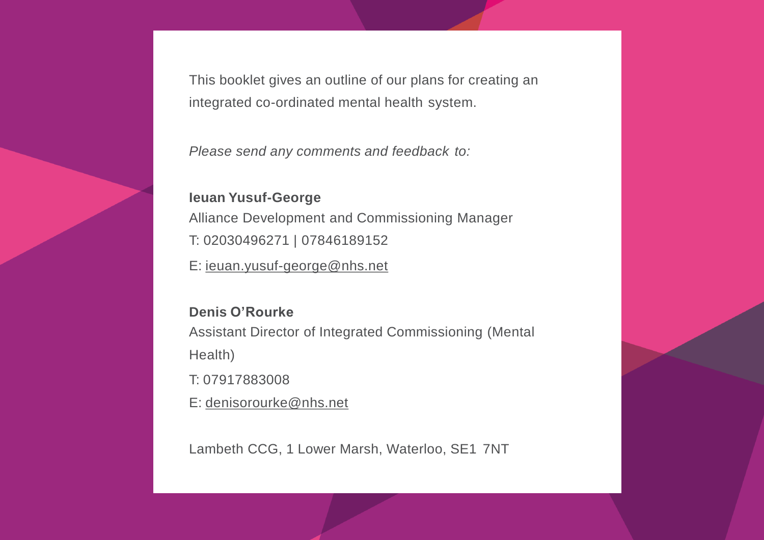This booklet gives an outline of our plans for creating an integrated co-ordinated mental health system.

*Please send any comments and feedback to:*

**Ieuan Yusuf-George**
Alliance Development and Commissioning Manager
T: 02030496271 | 07846189152
E: ieuan.yusuf-george@nhs.net

**Denis O'Rourke**
Assistant Director of Integrated Commissioning (Mental Health)
T: 07917883008
E: denisorourke@nhs.net

Lambeth CCG, 1 Lower Marsh, Waterloo, SE1 7NT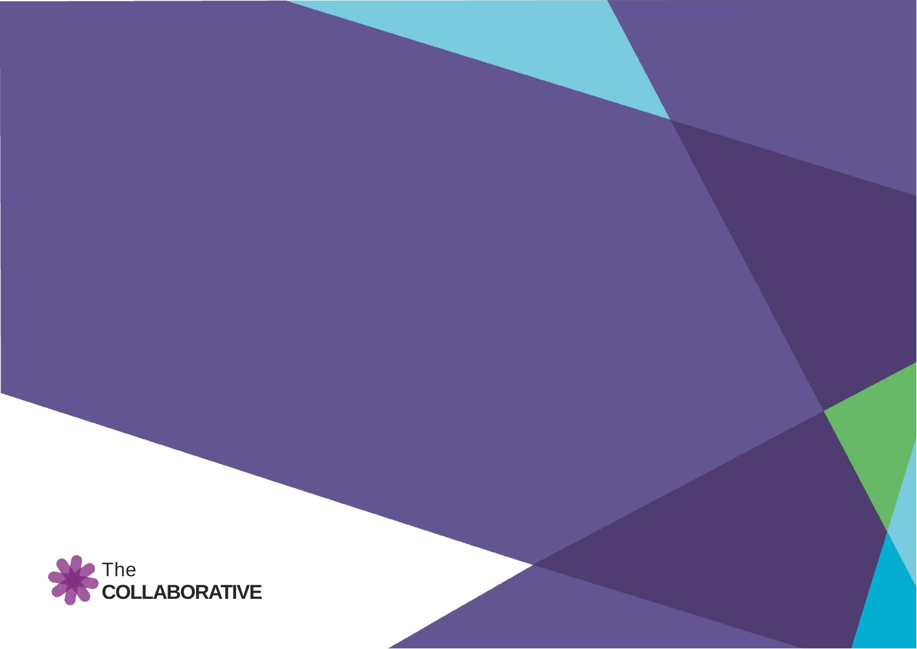The
COLLABORATIVE